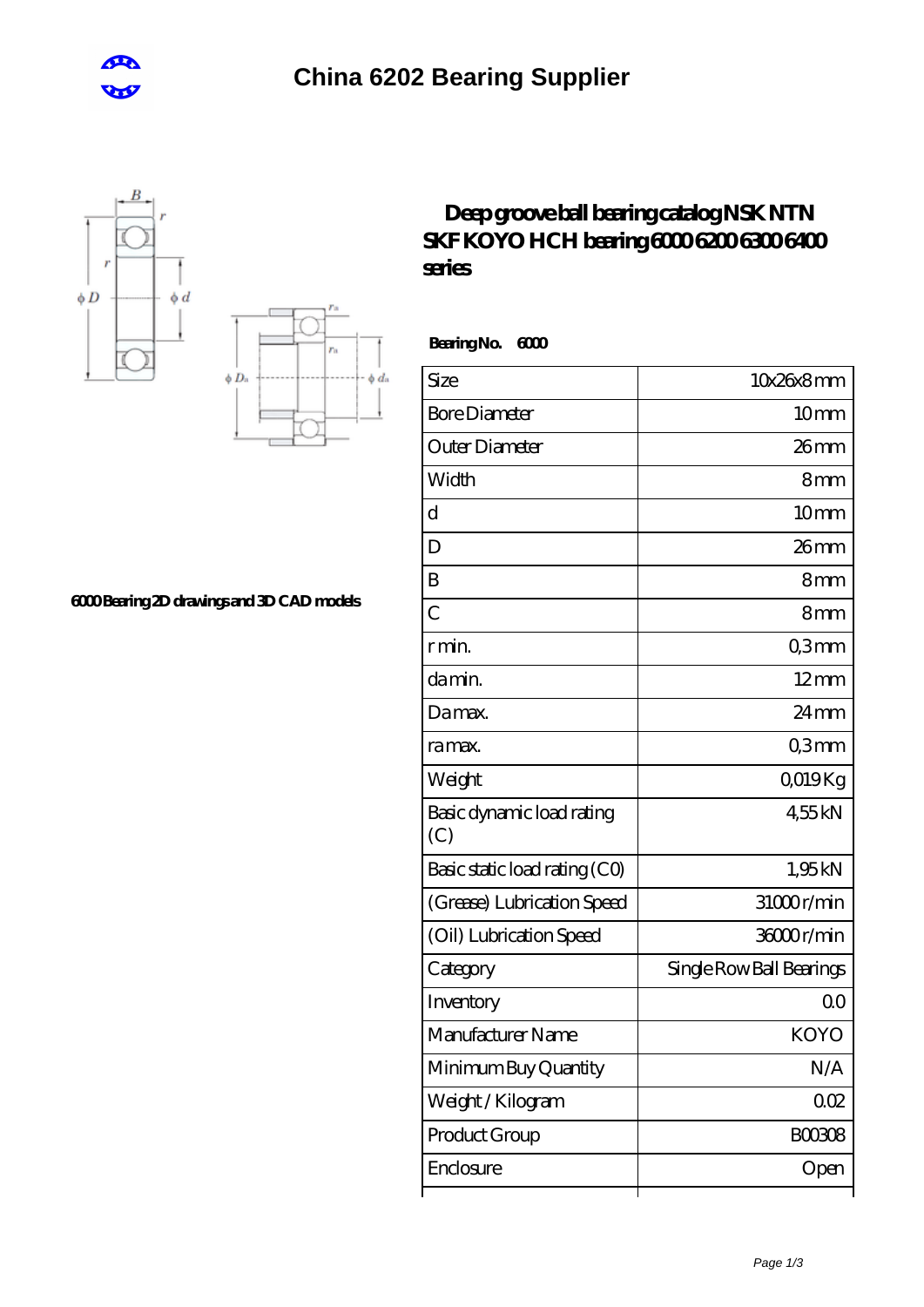# China 6202 Bearing Supplier

## Deep groove ball bearing catalog NSK NTN SKF KOYO HCH bearing 6000 6200 6300 6400 series

6000 Bearing 2D drawings and 3D CAD models

**Bearing No. 6000**

| Size | 10x26x8 mm |
|---|---|
| Bore Diameter | 10 mm |
| Outer Diameter | 26 mm |
| Width | 8 mm |
| d | 10 mm |
| D | 26 mm |
| B | 8 mm |
| C | 8 mm |
| r min. | 0,3 mm |
| da min. | 12 mm |
| Da max. | 24 mm |
| ra max. | 0,3 mm |
| Weight | 0,019 Kg |
| Basic dynamic load rating (C) | 4,55 kN |
| Basic static load rating (C0) | 1,95 kN |
| (Grease) Lubrication Speed | 31000 r/min |
| (Oil) Lubrication Speed | 36000 r/min |
| Category | Single Row Ball Bearings |
| Inventory | 0.0 |
| Manufacturer Name | KOYO |
| Minimum Buy Quantity | N/A |
| Weight / Kilogram | 0.02 |
| Product Group | B00308 |
| Enclosure | Open |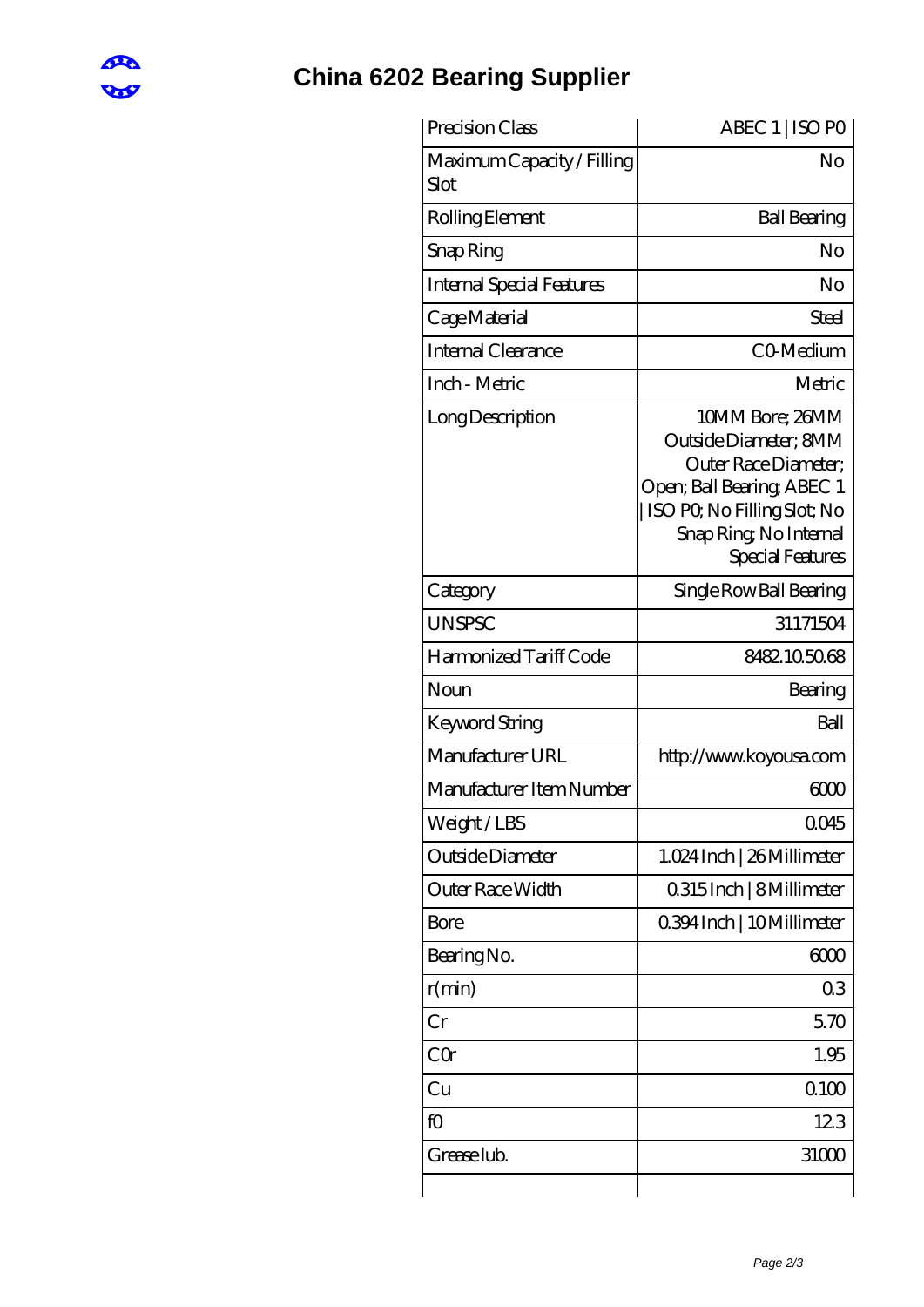# China 6202 Bearing Supplier

| Precision Class | ABEC 1 \| ISO P0 |
|---|---|
| Maximum Capacity / Filling Slot | No |
| Rolling Element | Ball Bearing |
| Snap Ring | No |
| Internal Special Features | No |
| Cage Material | Steel |
| Internal Clearance | C0-Medium |
| Inch - Metric | Metric |
| Long Description | 10MM Bore; 26MM Outside Diameter; 8MM Outer Race Diameter; Open; Ball Bearing; ABEC 1 \| ISO P0; No Filling Slot; No Snap Ring; No Internal Special Features |
| Category | Single Row Ball Bearing |
| UNSPSC | 31171504 |
| Harmonized Tariff Code | 8482.10.50.68 |
| Noun | Bearing |
| Keyword String | Ball |
| Manufacturer URL | http://www.koyousa.com |
| Manufacturer Item Number | 6000 |
| Weight / LBS | 0.045 |
| Outside Diameter | 1.024 Inch \| 26 Millimeter |
| Outer Race Width | 0.315 Inch \| 8 Millimeter |
| Bore | 0.394 Inch \| 10 Millimeter |
| Bearing No. | 6000 |
| r(min) | 0.3 |
| Cr | 5.70 |
| C0r | 1.95 |
| Cu | 0.100 |
| f0 | 12.3 |
| Grease lub. | 31000 |
| | |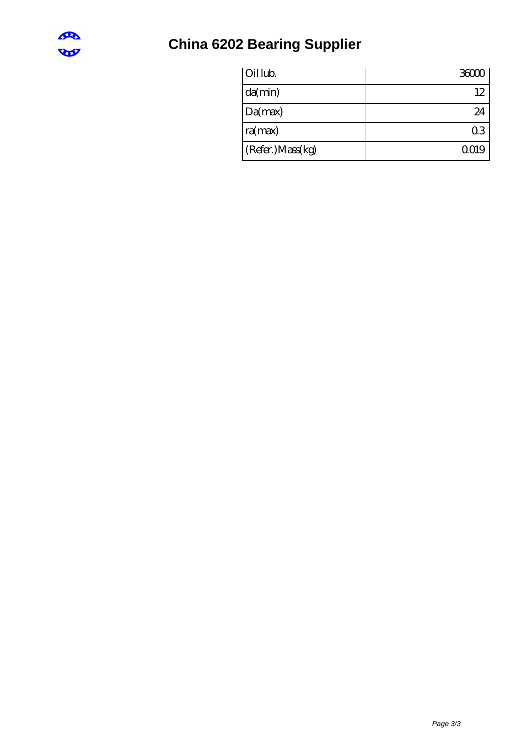# China 6202 Bearing Supplier

| | |
|---|---|
| Oil lub. | 36000 |
| da(min) | 12 |
| Da(max) | 24 |
| ra(max) | 0.3 |
| (Refer.)Mass(kg) | 0.019 |